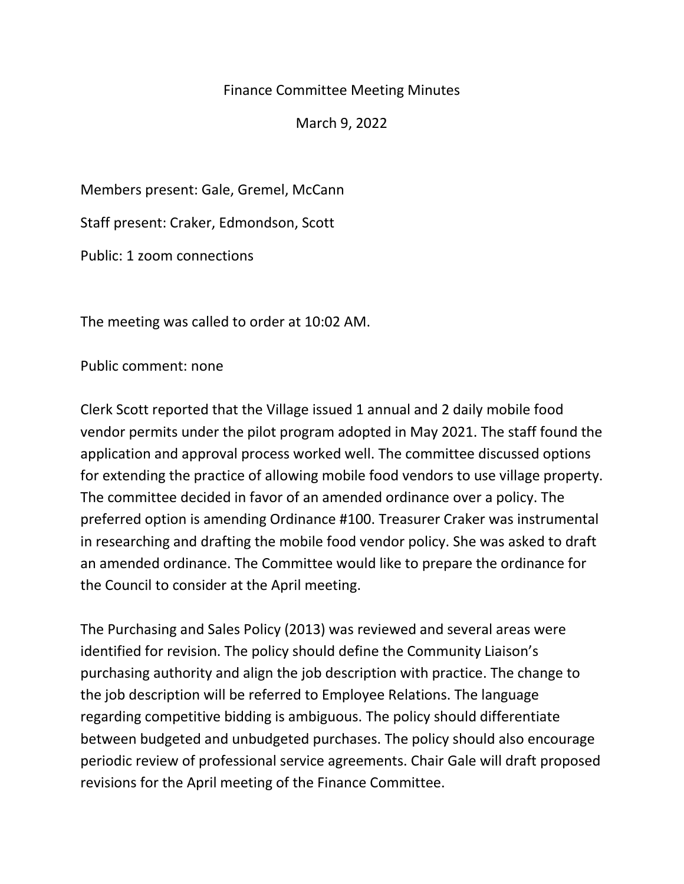# Finance Committee Meeting Minutes

March 9, 2022

Members present: Gale, Gremel, McCann

Staff present: Craker, Edmondson, Scott

Public: 1 zoom connections

The meeting was called to order at 10:02 AM.

Public comment: none

Clerk Scott reported that the Village issued 1 annual and 2 daily mobile food vendor permits under the pilot program adopted in May 2021. The staff found the application and approval process worked well. The committee discussed options for extending the practice of allowing mobile food vendors to use village property. The committee decided in favor of an amended ordinance over a policy. The preferred option is amending Ordinance #100. Treasurer Craker was instrumental in researching and drafting the mobile food vendor policy. She was asked to draft an amended ordinance. The Committee would like to prepare the ordinance for the Council to consider at the April meeting.

The Purchasing and Sales Policy (2013) was reviewed and several areas were identified for revision. The policy should define the Community Liaison's purchasing authority and align the job description with practice. The change to the job description will be referred to Employee Relations. The language regarding competitive bidding is ambiguous. The policy should differentiate between budgeted and unbudgeted purchases. The policy should also encourage periodic review of professional service agreements. Chair Gale will draft proposed revisions for the April meeting of the Finance Committee.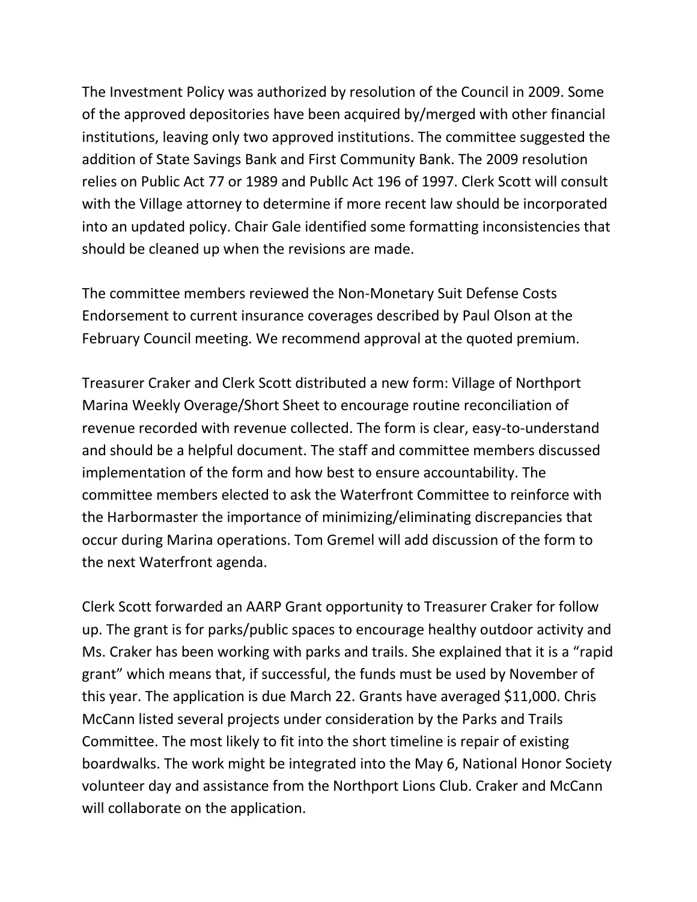The Investment Policy was authorized by resolution of the Council in 2009. Some of the approved depositories have been acquired by/merged with other financial institutions, leaving only two approved institutions. The committee suggested the addition of State Savings Bank and First Community Bank. The 2009 resolution relies on Public Act 77 or 1989 and Publlc Act 196 of 1997. Clerk Scott will consult with the Village attorney to determine if more recent law should be incorporated into an updated policy. Chair Gale identified some formatting inconsistencies that should be cleaned up when the revisions are made.

The committee members reviewed the Non-Monetary Suit Defense Costs Endorsement to current insurance coverages described by Paul Olson at the February Council meeting. We recommend approval at the quoted premium.

Treasurer Craker and Clerk Scott distributed a new form: Village of Northport Marina Weekly Overage/Short Sheet to encourage routine reconciliation of revenue recorded with revenue collected. The form is clear, easy-to-understand and should be a helpful document. The staff and committee members discussed implementation of the form and how best to ensure accountability. The committee members elected to ask the Waterfront Committee to reinforce with the Harbormaster the importance of minimizing/eliminating discrepancies that occur during Marina operations. Tom Gremel will add discussion of the form to the next Waterfront agenda.

Clerk Scott forwarded an AARP Grant opportunity to Treasurer Craker for follow up. The grant is for parks/public spaces to encourage healthy outdoor activity and Ms. Craker has been working with parks and trails. She explained that it is a "rapid grant" which means that, if successful, the funds must be used by November of this year. The application is due March 22. Grants have averaged $11,000. Chris McCann listed several projects under consideration by the Parks and Trails Committee. The most likely to fit into the short timeline is repair of existing boardwalks. The work might be integrated into the May 6, National Honor Society volunteer day and assistance from the Northport Lions Club. Craker and McCann will collaborate on the application.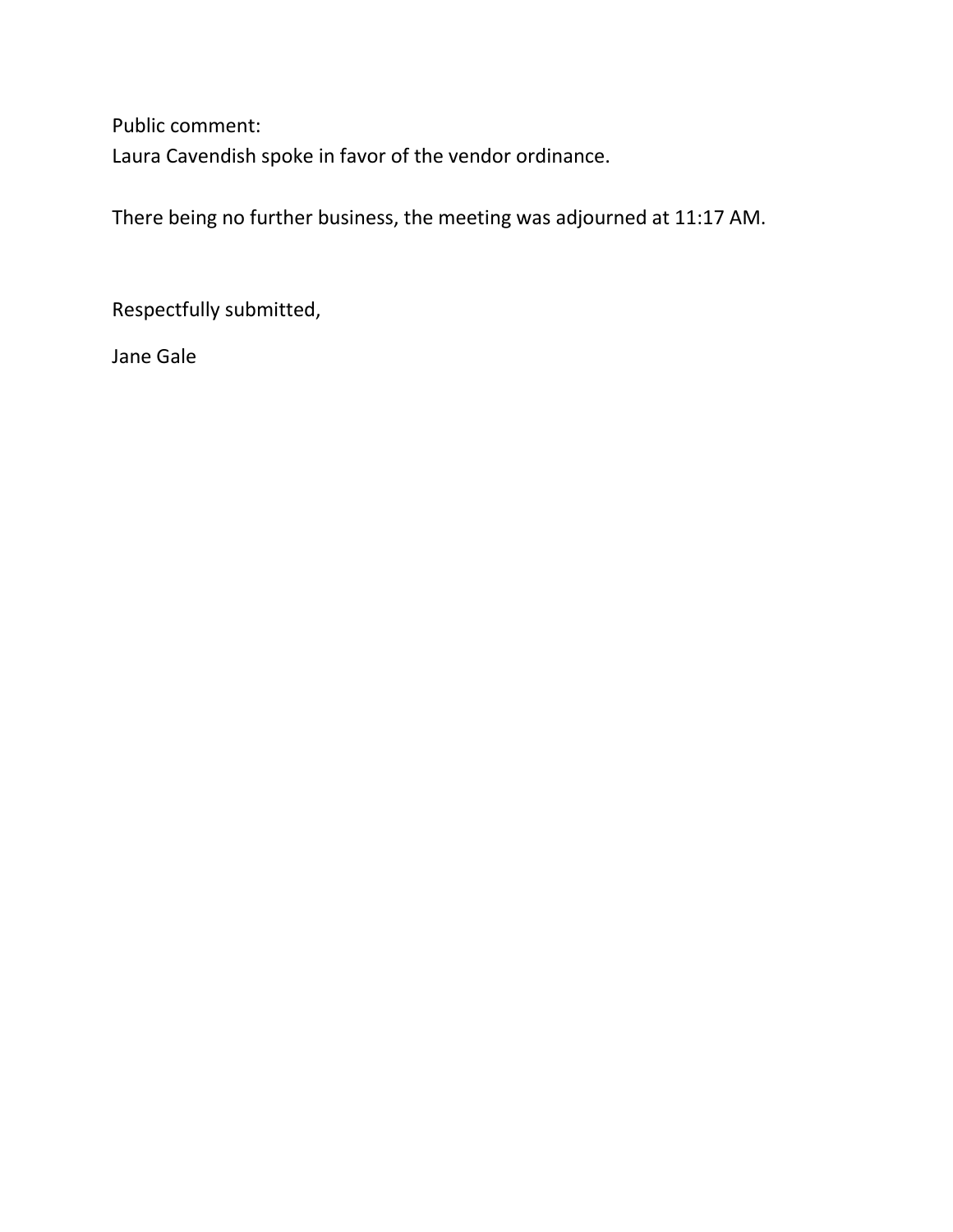Public comment:
Laura Cavendish spoke in favor of the vendor ordinance.

There being no further business, the meeting was adjourned at 11:17 AM.

Respectfully submitted,

Jane Gale